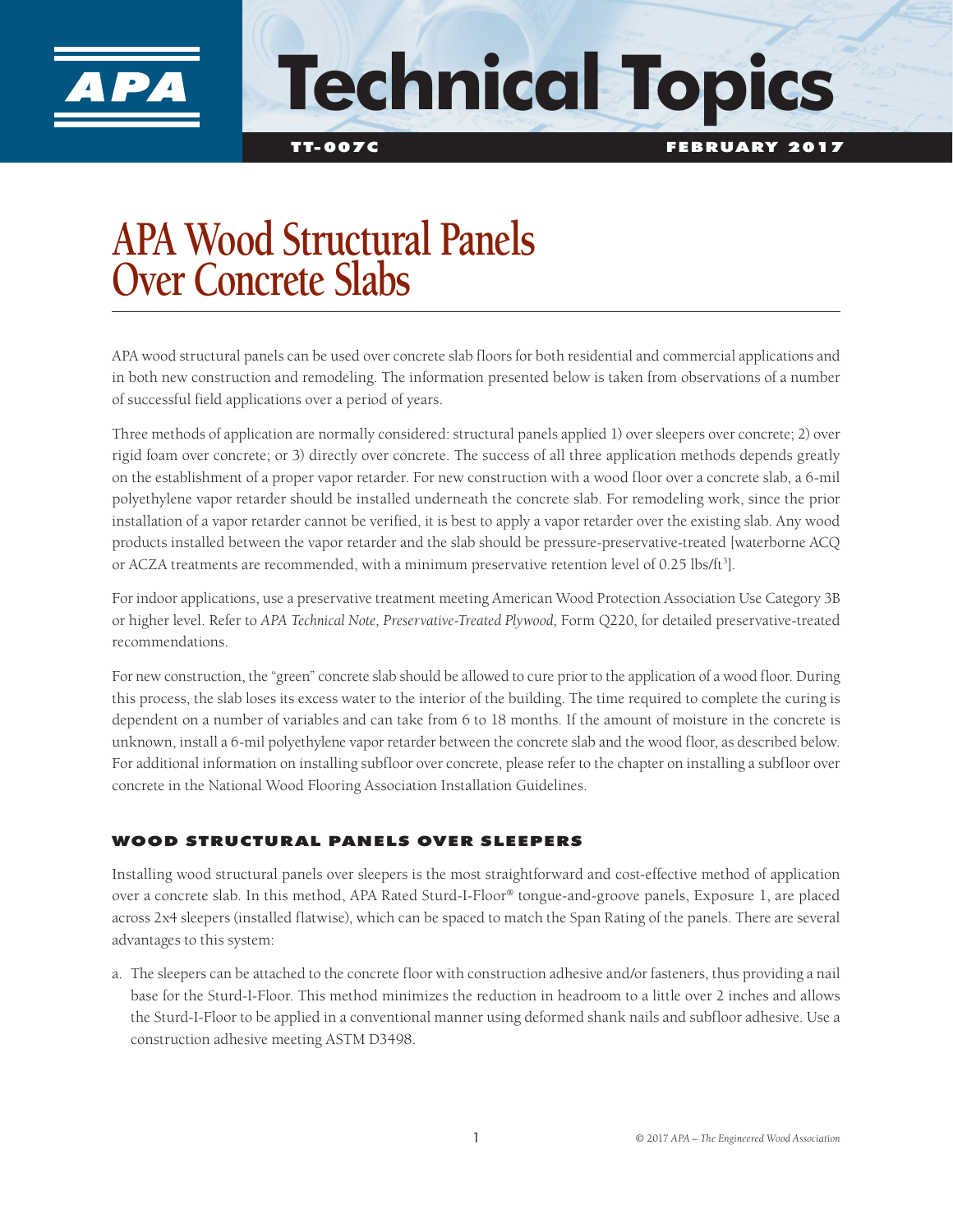# Technical Topics

**TT-007C** **FEBRUARY 2017**

# APA Wood Structural Panels Over Concrete Slabs

APA wood structural panels can be used over concrete slab floors for both residential and commercial applications and in both new construction and remodeling. The information presented below is taken from observations of a number of successful field applications over a period of years.

Three methods of application are normally considered: structural panels applied 1) over sleepers over concrete; 2) over rigid foam over concrete; or 3) directly over concrete. The success of all three application methods depends greatly on the establishment of a proper vapor retarder. For new construction with a wood floor over a concrete slab, a 6-mil polyethylene vapor retarder should be installed underneath the concrete slab. For remodeling work, since the prior installation of a vapor retarder cannot be verified, it is best to apply a vapor retarder over the existing slab. Any wood products installed between the vapor retarder and the slab should be pressure-preservative-treated [waterborne ACQ or ACZA treatments are recommended, with a minimum preservative retention level of 0.25 lbs/ft$^3$].

For indoor applications, use a preservative treatment meeting American Wood Protection Association Use Category 3B or higher level. Refer to *APA Technical Note, Preservative-Treated Plywood,* Form Q220, for detailed preservative-treated recommendations.

For new construction, the "green" concrete slab should be allowed to cure prior to the application of a wood floor. During this process, the slab loses its excess water to the interior of the building. The time required to complete the curing is dependent on a number of variables and can take from 6 to 18 months. If the amount of moisture in the concrete is unknown, install a 6-mil polyethylene vapor retarder between the concrete slab and the wood floor, as described below. For additional information on installing subfloor over concrete, please refer to the chapter on installing a subfloor over concrete in the National Wood Flooring Association Installation Guidelines.

## WOOD STRUCTURAL PANELS OVER SLEEPERS

Installing wood structural panels over sleepers is the most straightforward and cost-effective method of application over a concrete slab. In this method, APA Rated Sturd-I-Floor® tongue-and-groove panels, Exposure 1, are placed across 2x4 sleepers (installed flatwise), which can be spaced to match the Span Rating of the panels. There are several advantages to this system:

a. The sleepers can be attached to the concrete floor with construction adhesive and/or fasteners, thus providing a nail base for the Sturd-I-Floor. This method minimizes the reduction in headroom to a little over 2 inches and allows the Sturd-I-Floor to be applied in a conventional manner using deformed shank nails and subfloor adhesive. Use a construction adhesive meeting ASTM D3498.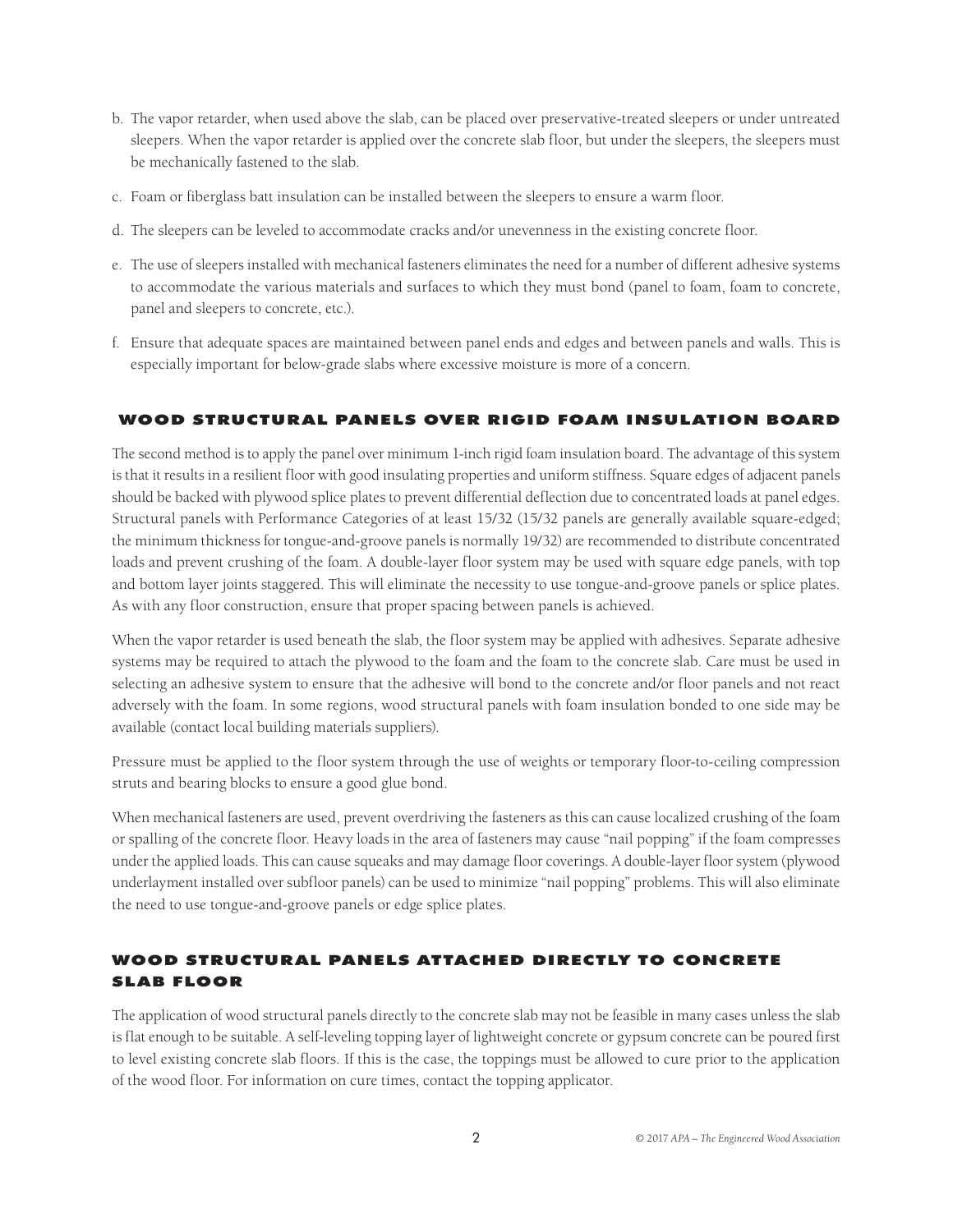b. The vapor retarder, when used above the slab, can be placed over preservative-treated sleepers or under untreated sleepers. When the vapor retarder is applied over the concrete slab floor, but under the sleepers, the sleepers must be mechanically fastened to the slab.

c. Foam or fiberglass batt insulation can be installed between the sleepers to ensure a warm floor.

d. The sleepers can be leveled to accommodate cracks and/or unevenness in the existing concrete floor.

e. The use of sleepers installed with mechanical fasteners eliminates the need for a number of different adhesive systems to accommodate the various materials and surfaces to which they must bond (panel to foam, foam to concrete, panel and sleepers to concrete, etc.).

f. Ensure that adequate spaces are maintained between panel ends and edges and between panels and walls. This is especially important for below-grade slabs where excessive moisture is more of a concern.

## WOOD STRUCTURAL PANELS OVER RIGID FOAM INSULATION BOARD

The second method is to apply the panel over minimum 1-inch rigid foam insulation board. The advantage of this system is that it results in a resilient floor with good insulating properties and uniform stiffness. Square edges of adjacent panels should be backed with plywood splice plates to prevent differential deflection due to concentrated loads at panel edges. Structural panels with Performance Categories of at least 15/32 (15/32 panels are generally available square-edged; the minimum thickness for tongue-and-groove panels is normally 19/32) are recommended to distribute concentrated loads and prevent crushing of the foam. A double-layer floor system may be used with square edge panels, with top and bottom layer joints staggered. This will eliminate the necessity to use tongue-and-groove panels or splice plates. As with any floor construction, ensure that proper spacing between panels is achieved.

When the vapor retarder is used beneath the slab, the floor system may be applied with adhesives. Separate adhesive systems may be required to attach the plywood to the foam and the foam to the concrete slab. Care must be used in selecting an adhesive system to ensure that the adhesive will bond to the concrete and/or floor panels and not react adversely with the foam. In some regions, wood structural panels with foam insulation bonded to one side may be available (contact local building materials suppliers).

Pressure must be applied to the floor system through the use of weights or temporary floor-to-ceiling compression struts and bearing blocks to ensure a good glue bond.

When mechanical fasteners are used, prevent overdriving the fasteners as this can cause localized crushing of the foam or spalling of the concrete floor. Heavy loads in the area of fasteners may cause "nail popping" if the foam compresses under the applied loads. This can cause squeaks and may damage floor coverings. A double-layer floor system (plywood underlayment installed over subfloor panels) can be used to minimize "nail popping" problems. This will also eliminate the need to use tongue-and-groove panels or edge splice plates.

## WOOD STRUCTURAL PANELS ATTACHED DIRECTLY TO CONCRETE SLAB FLOOR

The application of wood structural panels directly to the concrete slab may not be feasible in many cases unless the slab is flat enough to be suitable. A self-leveling topping layer of lightweight concrete or gypsum concrete can be poured first to level existing concrete slab floors. If this is the case, the toppings must be allowed to cure prior to the application of the wood floor. For information on cure times, contact the topping applicator.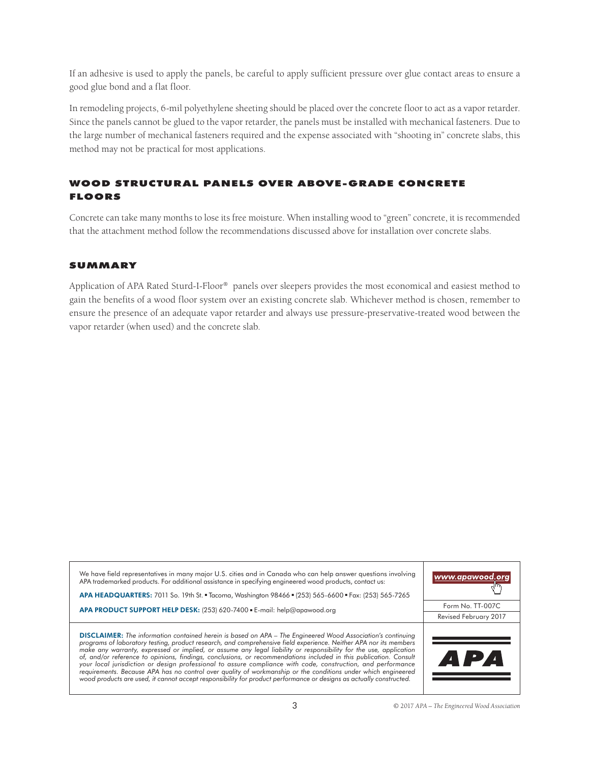If an adhesive is used to apply the panels, be careful to apply sufficient pressure over glue contact areas to ensure a good glue bond and a flat floor.

In remodeling projects, 6-mil polyethylene sheeting should be placed over the concrete floor to act as a vapor retarder. Since the panels cannot be glued to the vapor retarder, the panels must be installed with mechanical fasteners. Due to the large number of mechanical fasteners required and the expense associated with "shooting in" concrete slabs, this method may not be practical for most applications.

## WOOD STRUCTURAL PANELS OVER ABOVE-GRADE CONCRETE FLOORS

Concrete can take many months to lose its free moisture. When installing wood to "green" concrete, it is recommended that the attachment method follow the recommendations discussed above for installation over concrete slabs.

## SUMMARY

Application of APA Rated Sturd-I-Floor® panels over sleepers provides the most economical and easiest method to gain the benefits of a wood floor system over an existing concrete slab. Whichever method is chosen, remember to ensure the presence of an adequate vapor retarder and always use pressure-preservative-treated wood between the vapor retarder (when used) and the concrete slab.

---

We have field representatives in many major U.S. cities and in Canada who can help answer questions involving APA trademarked products. For additional assistance in specifying engineered wood products, contact us:

**APA HEADQUARTERS:** 7011 So. 19th St. ▪ Tacoma, Washington 98466 ▪ (253) 565-6600 ▪ Fax: (253) 565-7265

**APA PRODUCT SUPPORT HELP DESK:** (253) 620-7400 ▪ E-mail: help@apawood.org

www.apawood.org

Form No. TT-007C

Revised February 2017

**DISCLAIMER:** *The information contained herein is based on APA – The Engineered Wood Association's continuing programs of laboratory testing, product research, and comprehensive field experience. Neither APA nor its members make any warranty, expressed or implied, or assume any legal liability or responsibility for the use, application of, and/or reference to opinions, findings, conclusions, or recommendations included in this publication. Consult your local jurisdiction or design professional to assure compliance with code, construction, and performance requirements. Because APA has no control over quality of workmanship or the conditions under which engineered wood products are used, it cannot accept responsibility for product performance or designs as actually constructed.*

APA

© 2017 *APA – The Engineered Wood Association*